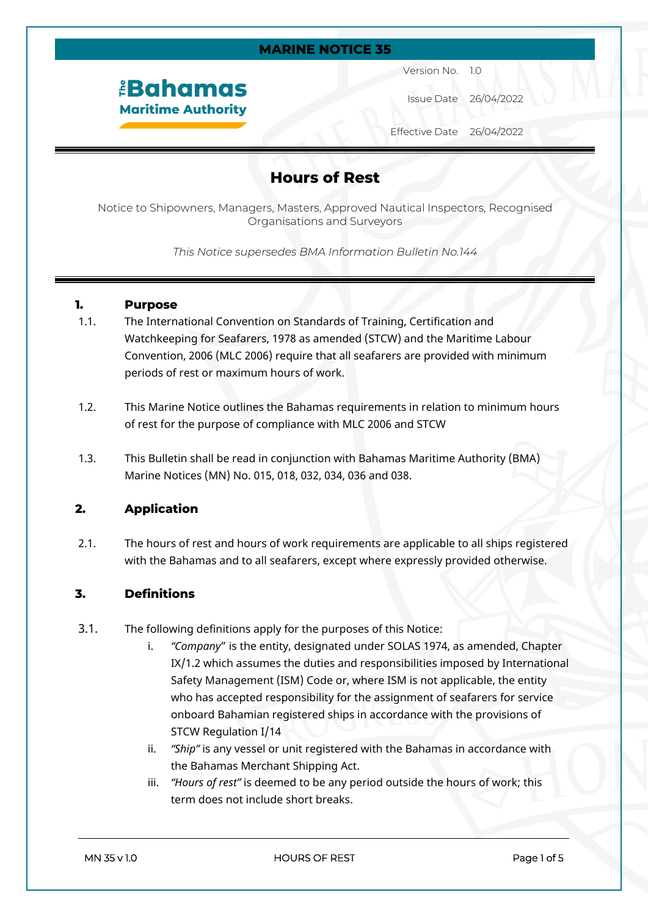**MARINE NOTICE 35**

The Bahamas Maritime Authority

| | |
|---|---|
| Version No. | 1.0 |
| Issue Date | 26/04/2022 |
| Effective Date | 26/04/2022 |

# Hours of Rest

Notice to Shipowners, Managers, Masters, Approved Nautical Inspectors, Recognised Organisations and Surveyors

*This Notice supersedes BMA Information Bulletin No.144*

## 1. Purpose

1.1. The International Convention on Standards of Training, Certification and Watchkeeping for Seafarers, 1978 as amended (STCW) and the Maritime Labour Convention, 2006 (MLC 2006) require that all seafarers are provided with minimum periods of rest or maximum hours of work.

1.2. This Marine Notice outlines the Bahamas requirements in relation to minimum hours of rest for the purpose of compliance with MLC 2006 and STCW

1.3. This Bulletin shall be read in conjunction with Bahamas Maritime Authority (BMA) Marine Notices (MN) No. 015, 018, 032, 034, 036 and 038.

## 2. Application

2.1. The hours of rest and hours of work requirements are applicable to all ships registered with the Bahamas and to all seafarers, except where expressly provided otherwise.

## 3. Definitions

3.1. The following definitions apply for the purposes of this Notice:

i. *"Company"* is the entity, designated under SOLAS 1974, as amended, Chapter IX/1.2 which assumes the duties and responsibilities imposed by International Safety Management (ISM) Code or, where ISM is not applicable, the entity who has accepted responsibility for the assignment of seafarers for service onboard Bahamian registered ships in accordance with the provisions of STCW Regulation I/14

ii. *"Ship"* is any vessel or unit registered with the Bahamas in accordance with the Bahamas Merchant Shipping Act.

iii. *"Hours of rest"* is deemed to be any period outside the hours of work; this term does not include short breaks.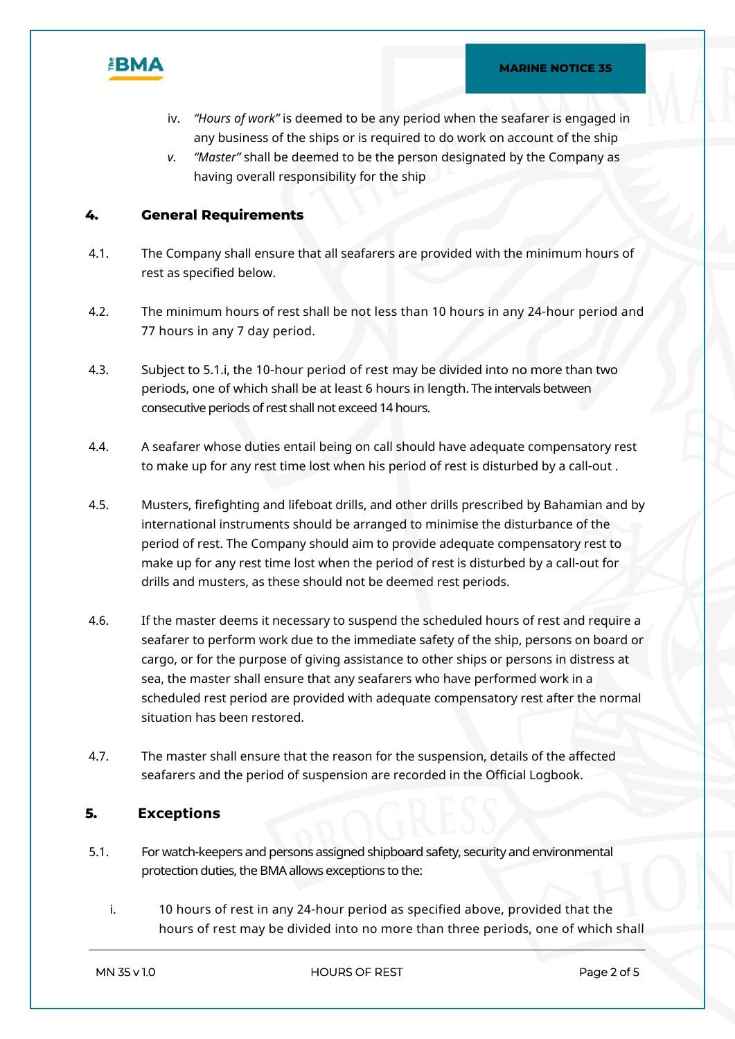iv. *"Hours of work"* is deemed to be any period when the seafarer is engaged in any business of the ships or is required to do work on account of the ship

*v.* *"Master"* shall be deemed to be the person designated by the Company as having overall responsibility for the ship

## 4. General Requirements

4.1. The Company shall ensure that all seafarers are provided with the minimum hours of rest as specified below.

4.2. The minimum hours of rest shall be not less than 10 hours in any 24-hour period and 77 hours in any 7 day period.

4.3. Subject to 5.1.i, the 10-hour period of rest may be divided into no more than two periods, one of which shall be at least 6 hours in length. The intervals between consecutive periods of rest shall not exceed 14 hours.

4.4. A seafarer whose duties entail being on call should have adequate compensatory rest to make up for any rest time lost when his period of rest is disturbed by a call-out .

4.5. Musters, firefighting and lifeboat drills, and other drills prescribed by Bahamian and by international instruments should be arranged to minimise the disturbance of the period of rest. The Company should aim to provide adequate compensatory rest to make up for any rest time lost when the period of rest is disturbed by a call-out for drills and musters, as these should not be deemed rest periods.

4.6. If the master deems it necessary to suspend the scheduled hours of rest and require a seafarer to perform work due to the immediate safety of the ship, persons on board or cargo, or for the purpose of giving assistance to other ships or persons in distress at sea, the master shall ensure that any seafarers who have performed work in a scheduled rest period are provided with adequate compensatory rest after the normal situation has been restored.

4.7. The master shall ensure that the reason for the suspension, details of the affected seafarers and the period of suspension are recorded in the Official Logbook.

## 5. Exceptions

5.1. For watch-keepers and persons assigned shipboard safety, security and environmental protection duties, the BMA allows exceptions to the:

i. 10 hours of rest in any 24-hour period as specified above, provided that the hours of rest may be divided into no more than three periods, one of which shall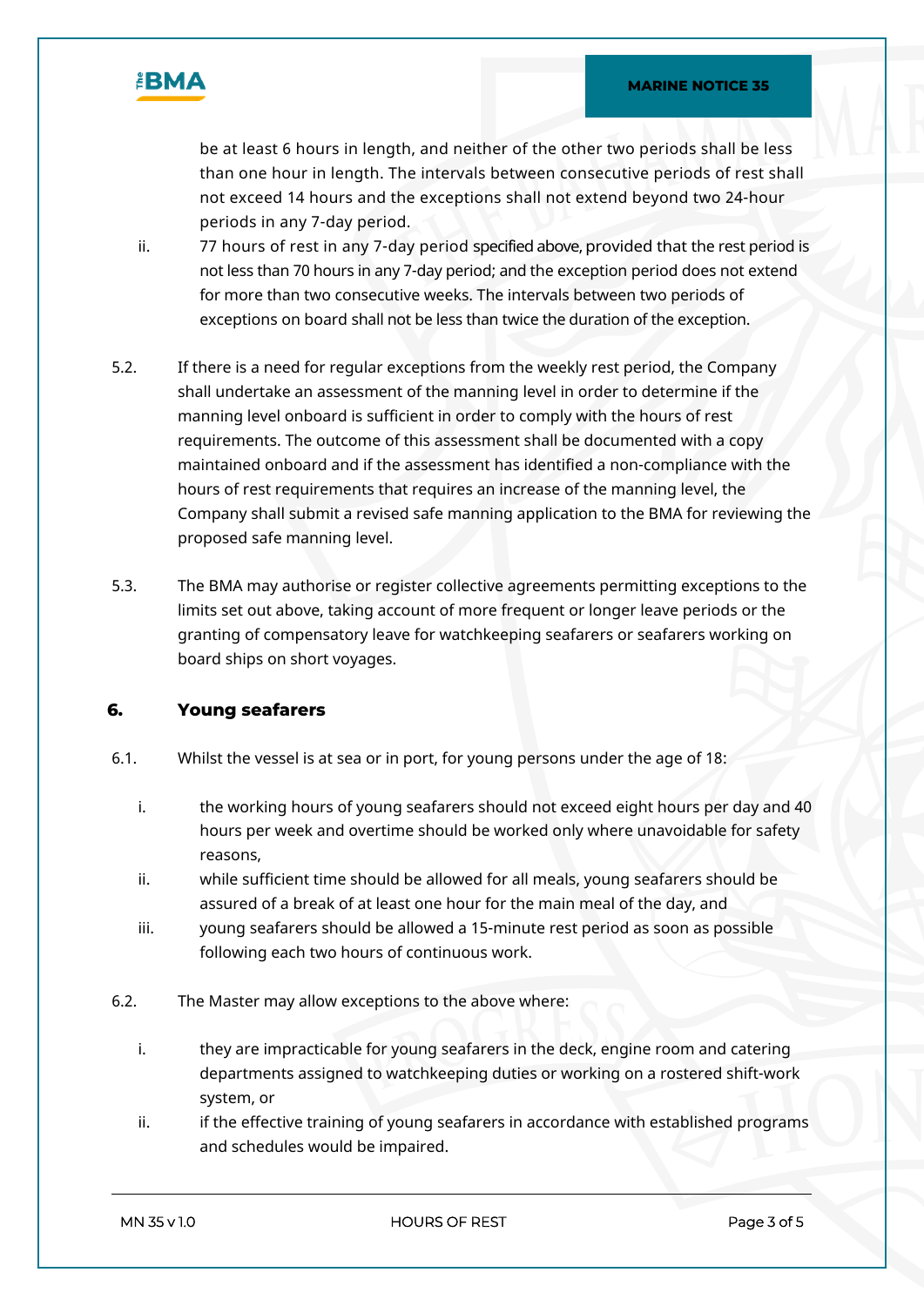be at least 6 hours in length, and neither of the other two periods shall be less than one hour in length. The intervals between consecutive periods of rest shall not exceed 14 hours and the exceptions shall not extend beyond two 24-hour periods in any 7-day period.

ii. 77 hours of rest in any 7-day period specified above, provided that the rest period is not less than 70 hours in any 7-day period; and the exception period does not extend for more than two consecutive weeks. The intervals between two periods of exceptions on board shall not be less than twice the duration of the exception.

5.2. If there is a need for regular exceptions from the weekly rest period, the Company shall undertake an assessment of the manning level in order to determine if the manning level onboard is sufficient in order to comply with the hours of rest requirements. The outcome of this assessment shall be documented with a copy maintained onboard and if the assessment has identified a non-compliance with the hours of rest requirements that requires an increase of the manning level, the Company shall submit a revised safe manning application to the BMA for reviewing the proposed safe manning level.

5.3. The BMA may authorise or register collective agreements permitting exceptions to the limits set out above, taking account of more frequent or longer leave periods or the granting of compensatory leave for watchkeeping seafarers or seafarers working on board ships on short voyages.

## 6. Young seafarers

6.1. Whilst the vessel is at sea or in port, for young persons under the age of 18:

i. the working hours of young seafarers should not exceed eight hours per day and 40 hours per week and overtime should be worked only where unavoidable for safety reasons,

ii. while sufficient time should be allowed for all meals, young seafarers should be assured of a break of at least one hour for the main meal of the day, and

iii. young seafarers should be allowed a 15-minute rest period as soon as possible following each two hours of continuous work.

6.2. The Master may allow exceptions to the above where:

i. they are impracticable for young seafarers in the deck, engine room and catering departments assigned to watchkeeping duties or working on a rostered shift-work system, or

ii. if the effective training of young seafarers in accordance with established programs and schedules would be impaired.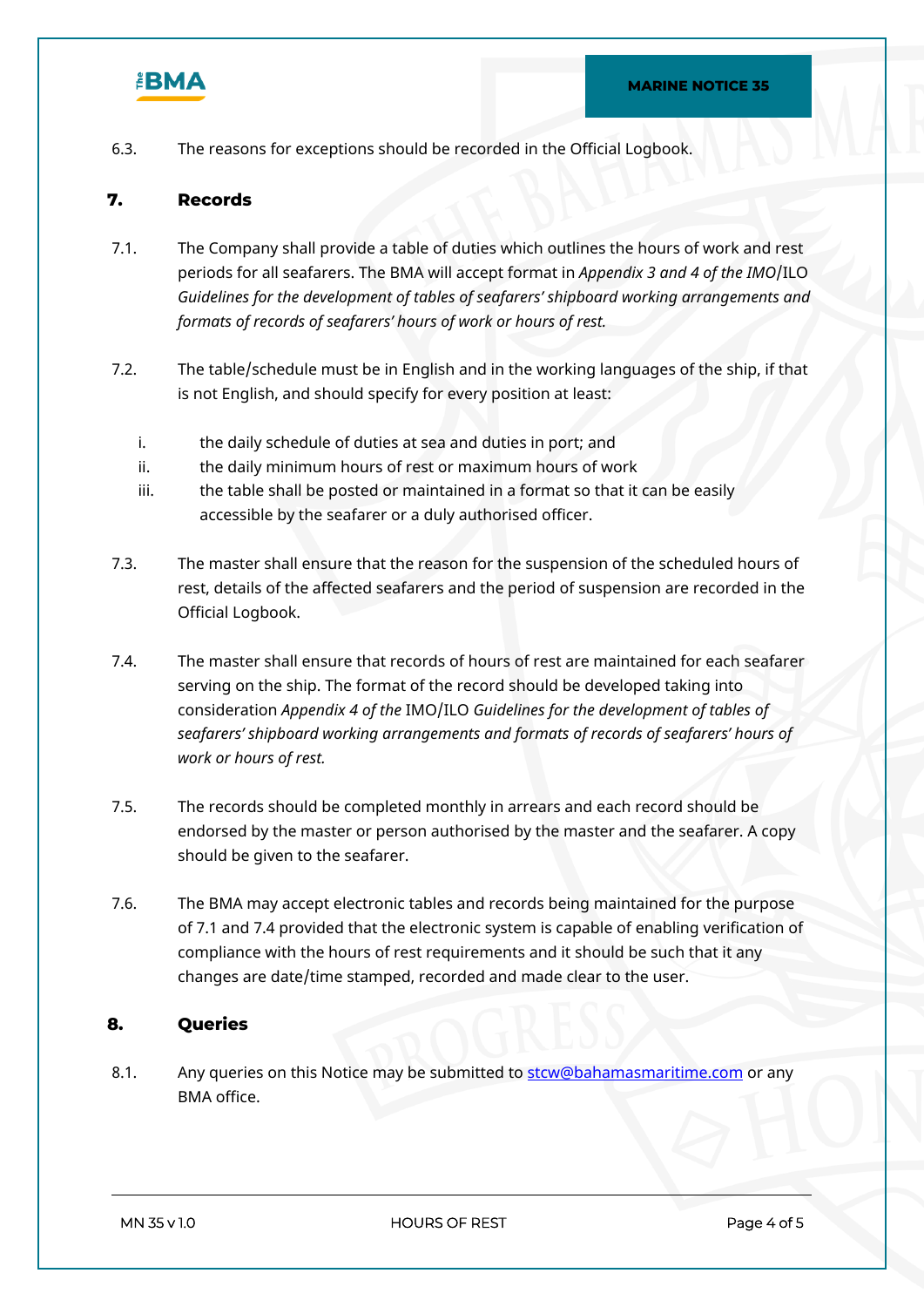6.3. The reasons for exceptions should be recorded in the Official Logbook.

## 7. Records

7.1. The Company shall provide a table of duties which outlines the hours of work and rest periods for all seafarers. The BMA will accept format in *Appendix 3 and 4 of the IMO*/ILO *Guidelines for the development of tables of seafarers' shipboard working arrangements and formats of records of seafarers' hours of work or hours of rest.*

7.2. The table/schedule must be in English and in the working languages of the ship, if that is not English, and should specify for every position at least:

i. the daily schedule of duties at sea and duties in port; and
ii. the daily minimum hours of rest or maximum hours of work
iii. the table shall be posted or maintained in a format so that it can be easily accessible by the seafarer or a duly authorised officer.

7.3. The master shall ensure that the reason for the suspension of the scheduled hours of rest, details of the affected seafarers and the period of suspension are recorded in the Official Logbook.

7.4. The master shall ensure that records of hours of rest are maintained for each seafarer serving on the ship. The format of the record should be developed taking into consideration *Appendix 4 of the* IMO/ILO *Guidelines for the development of tables of seafarers' shipboard working arrangements and formats of records of seafarers' hours of work or hours of rest.*

7.5. The records should be completed monthly in arrears and each record should be endorsed by the master or person authorised by the master and the seafarer. A copy should be given to the seafarer.

7.6. The BMA may accept electronic tables and records being maintained for the purpose of 7.1 and 7.4 provided that the electronic system is capable of enabling verification of compliance with the hours of rest requirements and it should be such that it any changes are date/time stamped, recorded and made clear to the user.

## 8. Queries

8.1. Any queries on this Notice may be submitted to stcw@bahamasmaritime.com or any BMA office.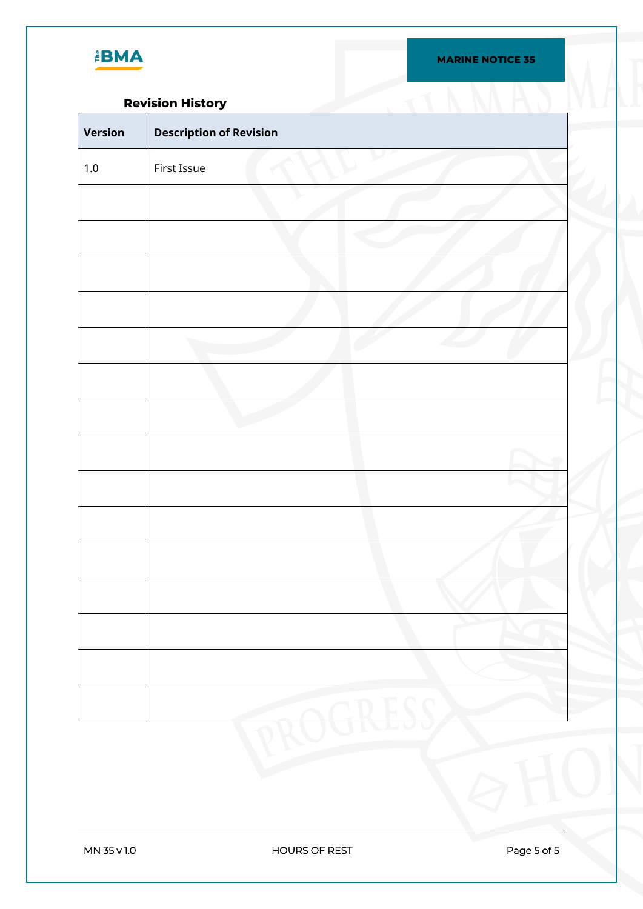**Revision History**

| Version | Description of Revision |
|---|---|
| 1.0 | First Issue |
| | |
| | |
| | |
| | |
| | |
| | |
| | |
| | |
| | |
| | |
| | |
| | |
| | |
| | |
| | |